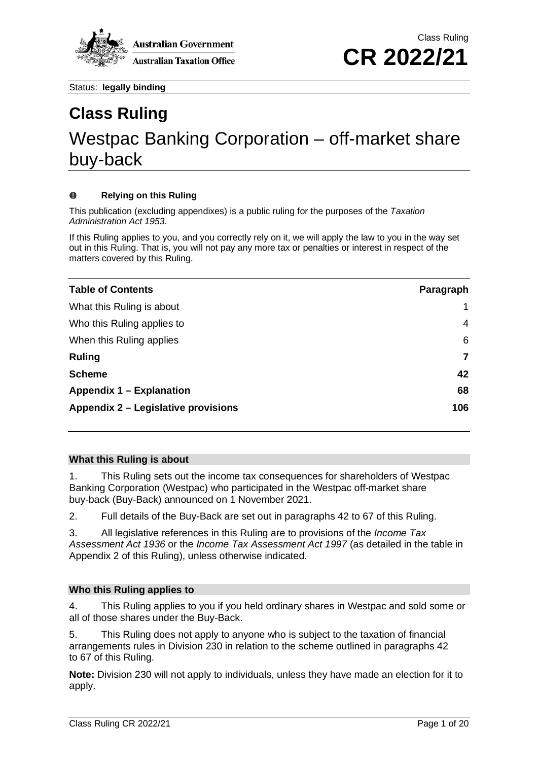Class Ruling

# CR 2022/21

Status: **legally binding**

# Class Ruling

## Westpac Banking Corporation – off-market share buy-back

**Relying on this Ruling**

This publication (excluding appendixes) is a public ruling for the purposes of the *Taxation Administration Act 1953*.

If this Ruling applies to you, and you correctly rely on it, we will apply the law to you in the way set out in this Ruling. That is, you will not pay any more tax or penalties or interest in respect of the matters covered by this Ruling.

| **Table of Contents** | **Paragraph** |
|---|---|
| What this Ruling is about | 1 |
| Who this Ruling applies to | 4 |
| When this Ruling applies | 6 |
| **Ruling** | **7** |
| **Scheme** | **42** |
| **Appendix 1 – Explanation** | **68** |
| **Appendix 2 – Legislative provisions** | **106** |

### What this Ruling is about

1. This Ruling sets out the income tax consequences for shareholders of Westpac Banking Corporation (Westpac) who participated in the Westpac off-market share buy-back (Buy-Back) announced on 1 November 2021.

2. Full details of the Buy-Back are set out in paragraphs 42 to 67 of this Ruling.

3. All legislative references in this Ruling are to provisions of the *Income Tax Assessment Act 1936* or the *Income Tax Assessment Act 1997* (as detailed in the table in Appendix 2 of this Ruling), unless otherwise indicated.

### Who this Ruling applies to

4. This Ruling applies to you if you held ordinary shares in Westpac and sold some or all of those shares under the Buy-Back.

5. This Ruling does not apply to anyone who is subject to the taxation of financial arrangements rules in Division 230 in relation to the scheme outlined in paragraphs 42 to 67 of this Ruling.

**Note:** Division 230 will not apply to individuals, unless they have made an election for it to apply.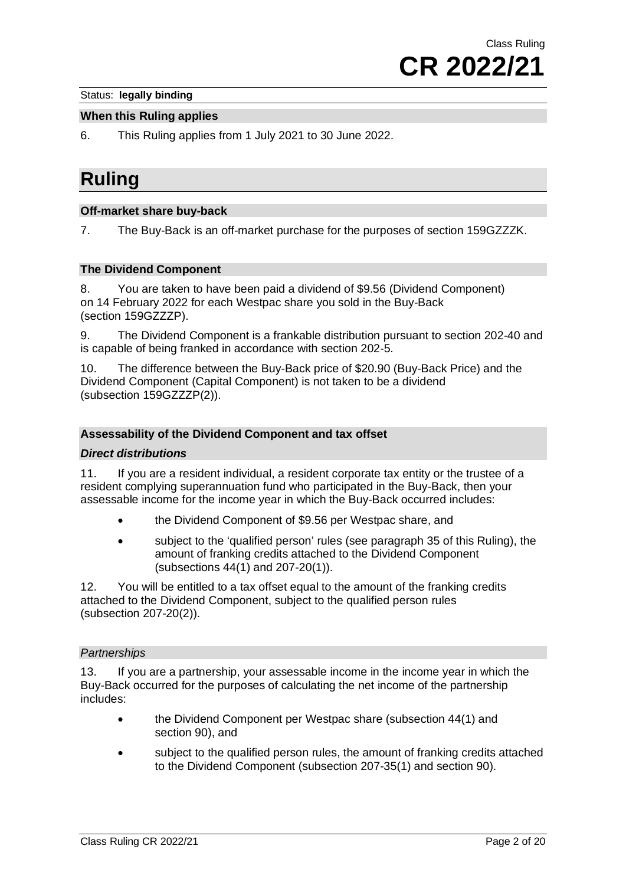Status: **legally binding**

### When this Ruling applies

6. This Ruling applies from 1 July 2021 to 30 June 2022.

# Ruling

### Off-market share buy-back

7. The Buy-Back is an off-market purchase for the purposes of section 159GZZZK.

### The Dividend Component

8. You are taken to have been paid a dividend of $9.56 (Dividend Component) on 14 February 2022 for each Westpac share you sold in the Buy-Back (section 159GZZZP).

9. The Dividend Component is a frankable distribution pursuant to section 202-40 and is capable of being franked in accordance with section 202-5.

10. The difference between the Buy-Back price of $20.90 (Buy-Back Price) and the Dividend Component (Capital Component) is not taken to be a dividend (subsection 159GZZZP(2)).

### Assessability of the Dividend Component and tax offset

#### *Direct distributions*

11. If you are a resident individual, a resident corporate tax entity or the trustee of a resident complying superannuation fund who participated in the Buy-Back, then your assessable income for the income year in which the Buy-Back occurred includes:

- the Dividend Component of $9.56 per Westpac share, and
- subject to the 'qualified person' rules (see paragraph 35 of this Ruling), the amount of franking credits attached to the Dividend Component (subsections 44(1) and 207-20(1)).

12. You will be entitled to a tax offset equal to the amount of the franking credits attached to the Dividend Component, subject to the qualified person rules (subsection 207-20(2)).

##### *Partnerships*

13. If you are a partnership, your assessable income in the income year in which the Buy-Back occurred for the purposes of calculating the net income of the partnership includes:

- the Dividend Component per Westpac share (subsection 44(1) and section 90), and
- subject to the qualified person rules, the amount of franking credits attached to the Dividend Component (subsection 207-35(1) and section 90).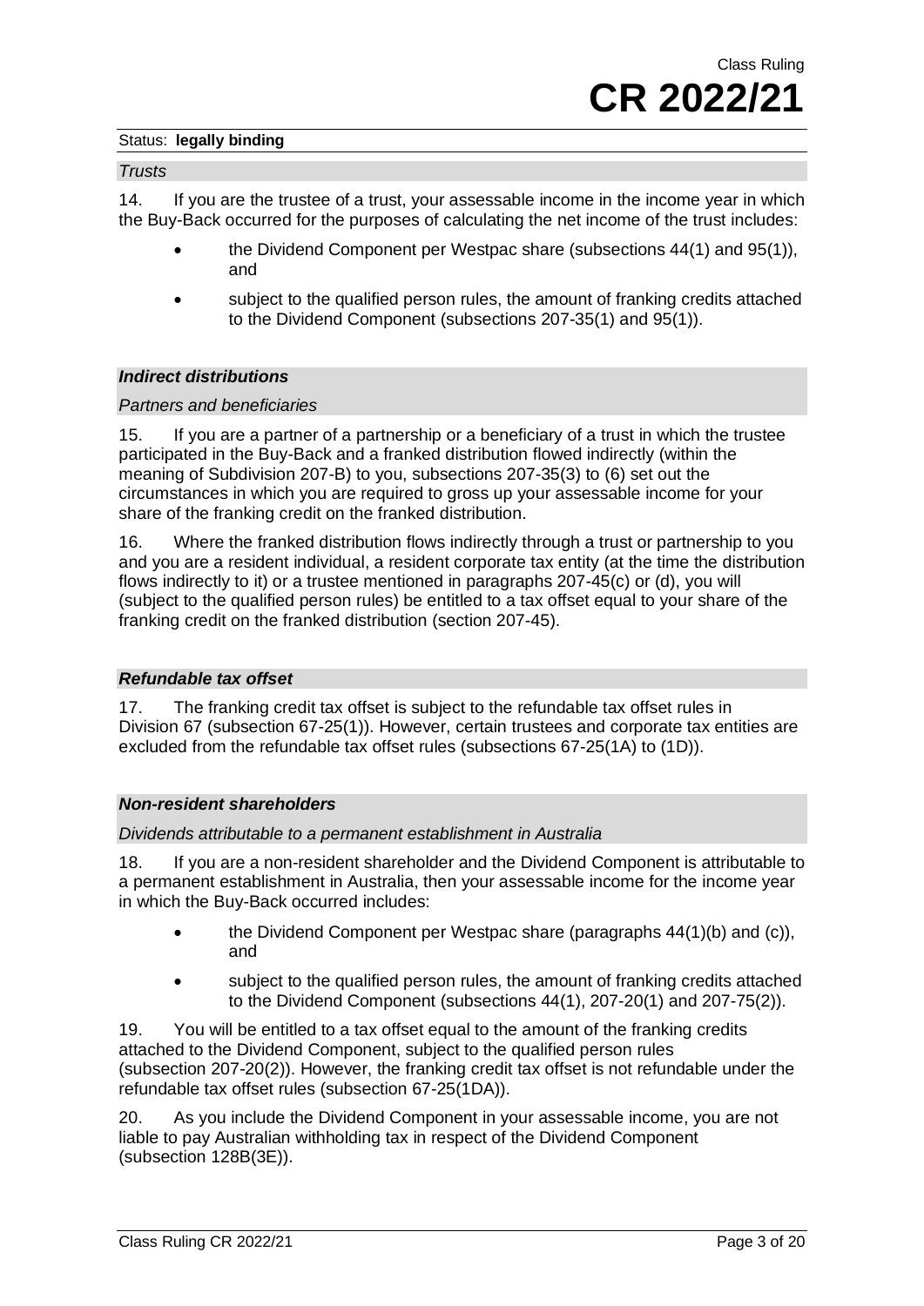Status: **legally binding**

*Trusts*

14. If you are the trustee of a trust, your assessable income in the income year in which the Buy-Back occurred for the purposes of calculating the net income of the trust includes:

- the Dividend Component per Westpac share (subsections 44(1) and 95(1)), and
- subject to the qualified person rules, the amount of franking credits attached to the Dividend Component (subsections 207-35(1) and 95(1)).

### *Indirect distributions*

*Partners and beneficiaries*

15. If you are a partner of a partnership or a beneficiary of a trust in which the trustee participated in the Buy-Back and a franked distribution flowed indirectly (within the meaning of Subdivision 207-B) to you, subsections 207-35(3) to (6) set out the circumstances in which you are required to gross up your assessable income for your share of the franking credit on the franked distribution.

16. Where the franked distribution flows indirectly through a trust or partnership to you and you are a resident individual, a resident corporate tax entity (at the time the distribution flows indirectly to it) or a trustee mentioned in paragraphs 207-45(c) or (d), you will (subject to the qualified person rules) be entitled to a tax offset equal to your share of the franking credit on the franked distribution (section 207-45).

### *Refundable tax offset*

17. The franking credit tax offset is subject to the refundable tax offset rules in Division 67 (subsection 67-25(1)). However, certain trustees and corporate tax entities are excluded from the refundable tax offset rules (subsections 67-25(1A) to (1D)).

### *Non-resident shareholders*

*Dividends attributable to a permanent establishment in Australia*

18. If you are a non-resident shareholder and the Dividend Component is attributable to a permanent establishment in Australia, then your assessable income for the income year in which the Buy-Back occurred includes:

- the Dividend Component per Westpac share (paragraphs 44(1)(b) and (c)), and
- subject to the qualified person rules, the amount of franking credits attached to the Dividend Component (subsections 44(1), 207-20(1) and 207-75(2)).

19. You will be entitled to a tax offset equal to the amount of the franking credits attached to the Dividend Component, subject to the qualified person rules (subsection 207-20(2)). However, the franking credit tax offset is not refundable under the refundable tax offset rules (subsection 67-25(1DA)).

20. As you include the Dividend Component in your assessable income, you are not liable to pay Australian withholding tax in respect of the Dividend Component (subsection 128B(3E)).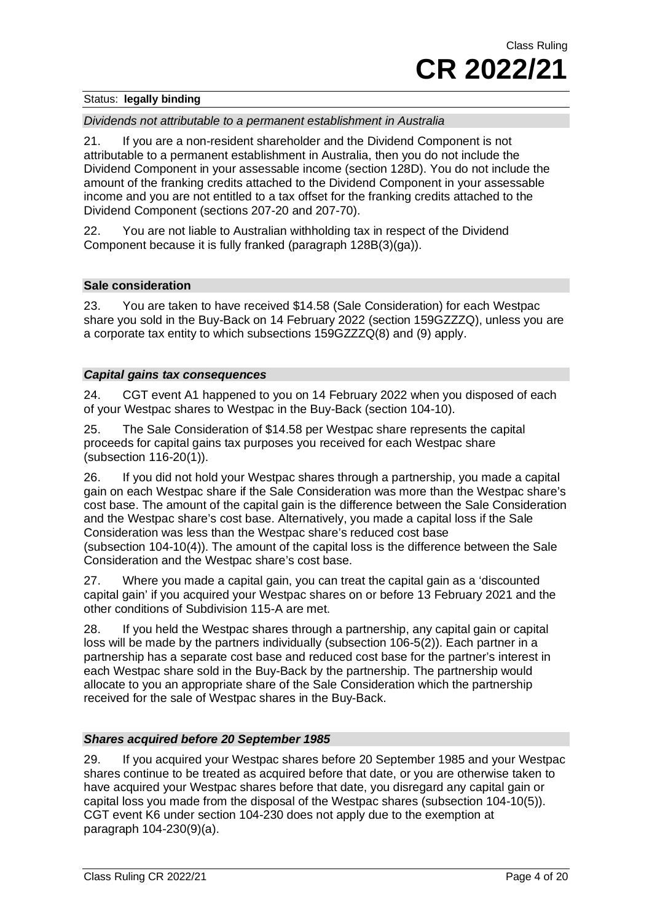*Dividends not attributable to a permanent establishment in Australia*

21. If you are a non-resident shareholder and the Dividend Component is not attributable to a permanent establishment in Australia, then you do not include the Dividend Component in your assessable income (section 128D). You do not include the amount of the franking credits attached to the Dividend Component in your assessable income and you are not entitled to a tax offset for the franking credits attached to the Dividend Component (sections 207-20 and 207-70).

22. You are not liable to Australian withholding tax in respect of the Dividend Component because it is fully franked (paragraph 128B(3)(ga)).

### Sale consideration

23. You are taken to have received $14.58 (Sale Consideration) for each Westpac share you sold in the Buy-Back on 14 February 2022 (section 159GZZZQ), unless you are a corporate tax entity to which subsections 159GZZZQ(8) and (9) apply.

### *Capital gains tax consequences*

24. CGT event A1 happened to you on 14 February 2022 when you disposed of each of your Westpac shares to Westpac in the Buy-Back (section 104-10).

25. The Sale Consideration of $14.58 per Westpac share represents the capital proceeds for capital gains tax purposes you received for each Westpac share (subsection 116-20(1)).

26. If you did not hold your Westpac shares through a partnership, you made a capital gain on each Westpac share if the Sale Consideration was more than the Westpac share's cost base. The amount of the capital gain is the difference between the Sale Consideration and the Westpac share's cost base. Alternatively, you made a capital loss if the Sale Consideration was less than the Westpac share's reduced cost base (subsection 104-10(4)). The amount of the capital loss is the difference between the Sale Consideration and the Westpac share's cost base.

27. Where you made a capital gain, you can treat the capital gain as a 'discounted capital gain' if you acquired your Westpac shares on or before 13 February 2021 and the other conditions of Subdivision 115-A are met.

28. If you held the Westpac shares through a partnership, any capital gain or capital loss will be made by the partners individually (subsection 106-5(2)). Each partner in a partnership has a separate cost base and reduced cost base for the partner's interest in each Westpac share sold in the Buy-Back by the partnership. The partnership would allocate to you an appropriate share of the Sale Consideration which the partnership received for the sale of Westpac shares in the Buy-Back.

### *Shares acquired before 20 September 1985*

29. If you acquired your Westpac shares before 20 September 1985 and your Westpac shares continue to be treated as acquired before that date, or you are otherwise taken to have acquired your Westpac shares before that date, you disregard any capital gain or capital loss you made from the disposal of the Westpac shares (subsection 104-10(5)). CGT event K6 under section 104-230 does not apply due to the exemption at paragraph 104-230(9)(a).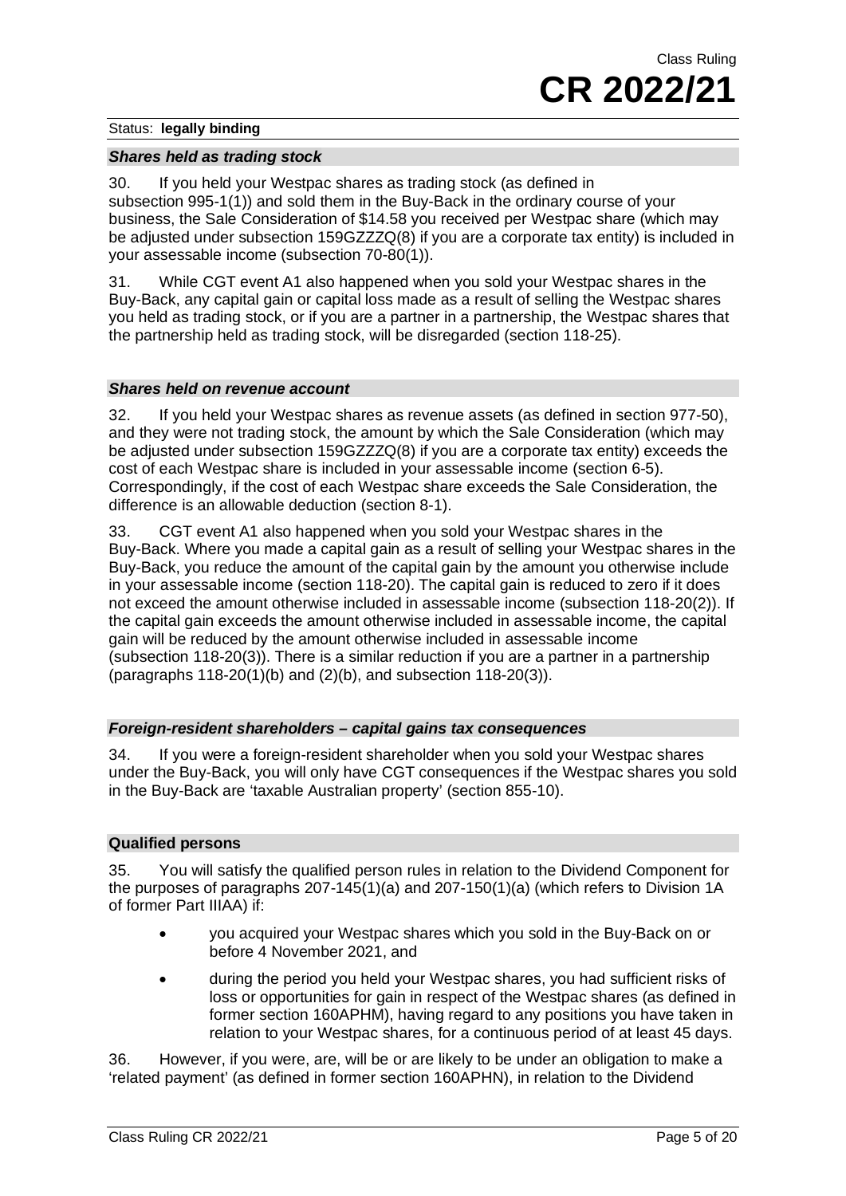### *Shares held as trading stock*

30. If you held your Westpac shares as trading stock (as defined in subsection 995-1(1)) and sold them in the Buy-Back in the ordinary course of your business, the Sale Consideration of $14.58 you received per Westpac share (which may be adjusted under subsection 159GZZZQ(8) if you are a corporate tax entity) is included in your assessable income (subsection 70-80(1)).

31. While CGT event A1 also happened when you sold your Westpac shares in the Buy-Back, any capital gain or capital loss made as a result of selling the Westpac shares you held as trading stock, or if you are a partner in a partnership, the Westpac shares that the partnership held as trading stock, will be disregarded (section 118-25).

### *Shares held on revenue account*

32. If you held your Westpac shares as revenue assets (as defined in section 977-50), and they were not trading stock, the amount by which the Sale Consideration (which may be adjusted under subsection 159GZZZQ(8) if you are a corporate tax entity) exceeds the cost of each Westpac share is included in your assessable income (section 6-5). Correspondingly, if the cost of each Westpac share exceeds the Sale Consideration, the difference is an allowable deduction (section 8-1).

33. CGT event A1 also happened when you sold your Westpac shares in the Buy-Back. Where you made a capital gain as a result of selling your Westpac shares in the Buy-Back, you reduce the amount of the capital gain by the amount you otherwise include in your assessable income (section 118-20). The capital gain is reduced to zero if it does not exceed the amount otherwise included in assessable income (subsection 118-20(2)). If the capital gain exceeds the amount otherwise included in assessable income, the capital gain will be reduced by the amount otherwise included in assessable income (subsection 118-20(3)). There is a similar reduction if you are a partner in a partnership (paragraphs 118-20(1)(b) and (2)(b), and subsection 118-20(3)).

### *Foreign-resident shareholders – capital gains tax consequences*

34. If you were a foreign-resident shareholder when you sold your Westpac shares under the Buy-Back, you will only have CGT consequences if the Westpac shares you sold in the Buy-Back are 'taxable Australian property' (section 855-10).

## Qualified persons

35. You will satisfy the qualified person rules in relation to the Dividend Component for the purposes of paragraphs 207-145(1)(a) and 207-150(1)(a) (which refers to Division 1A of former Part IIIAA) if:

- you acquired your Westpac shares which you sold in the Buy-Back on or before 4 November 2021, and
- during the period you held your Westpac shares, you had sufficient risks of loss or opportunities for gain in respect of the Westpac shares (as defined in former section 160APHM), having regard to any positions you have taken in relation to your Westpac shares, for a continuous period of at least 45 days.

36. However, if you were, are, will be or are likely to be under an obligation to make a 'related payment' (as defined in former section 160APHN), in relation to the Dividend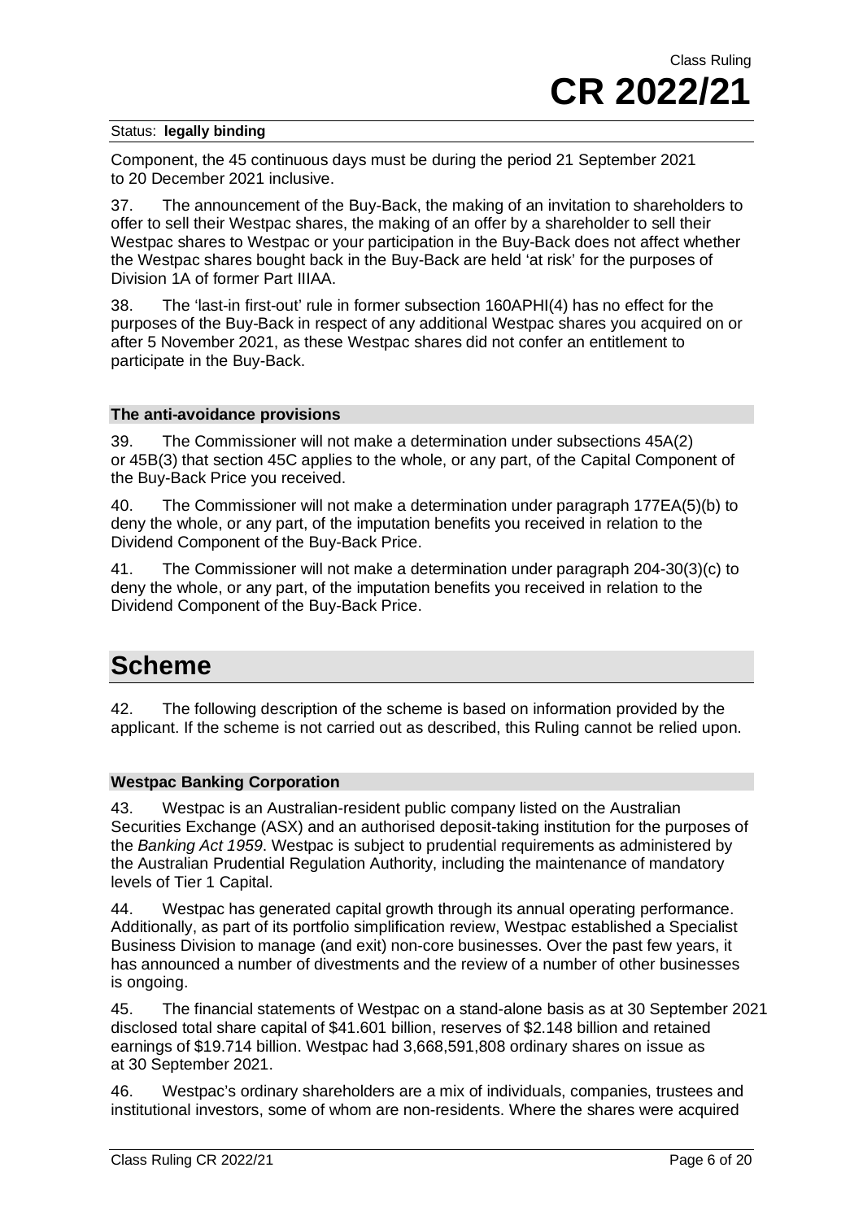Status: **legally binding**

Component, the 45 continuous days must be during the period 21 September 2021 to 20 December 2021 inclusive.

37. The announcement of the Buy-Back, the making of an invitation to shareholders to offer to sell their Westpac shares, the making of an offer by a shareholder to sell their Westpac shares to Westpac or your participation in the Buy-Back does not affect whether the Westpac shares bought back in the Buy-Back are held 'at risk' for the purposes of Division 1A of former Part IIIAA.

38. The 'last-in first-out' rule in former subsection 160APHI(4) has no effect for the purposes of the Buy-Back in respect of any additional Westpac shares you acquired on or after 5 November 2021, as these Westpac shares did not confer an entitlement to participate in the Buy-Back.

### The anti-avoidance provisions

39. The Commissioner will not make a determination under subsections 45A(2) or 45B(3) that section 45C applies to the whole, or any part, of the Capital Component of the Buy-Back Price you received.

40. The Commissioner will not make a determination under paragraph 177EA(5)(b) to deny the whole, or any part, of the imputation benefits you received in relation to the Dividend Component of the Buy-Back Price.

41. The Commissioner will not make a determination under paragraph 204-30(3)(c) to deny the whole, or any part, of the imputation benefits you received in relation to the Dividend Component of the Buy-Back Price.

## Scheme

42. The following description of the scheme is based on information provided by the applicant. If the scheme is not carried out as described, this Ruling cannot be relied upon.

### Westpac Banking Corporation

43. Westpac is an Australian-resident public company listed on the Australian Securities Exchange (ASX) and an authorised deposit-taking institution for the purposes of the *Banking Act 1959*. Westpac is subject to prudential requirements as administered by the Australian Prudential Regulation Authority, including the maintenance of mandatory levels of Tier 1 Capital.

44. Westpac has generated capital growth through its annual operating performance. Additionally, as part of its portfolio simplification review, Westpac established a Specialist Business Division to manage (and exit) non-core businesses. Over the past few years, it has announced a number of divestments and the review of a number of other businesses is ongoing.

45. The financial statements of Westpac on a stand-alone basis as at 30 September 2021 disclosed total share capital of $41.601 billion, reserves of $2.148 billion and retained earnings of $19.714 billion. Westpac had 3,668,591,808 ordinary shares on issue as at 30 September 2021.

46. Westpac's ordinary shareholders are a mix of individuals, companies, trustees and institutional investors, some of whom are non-residents. Where the shares were acquired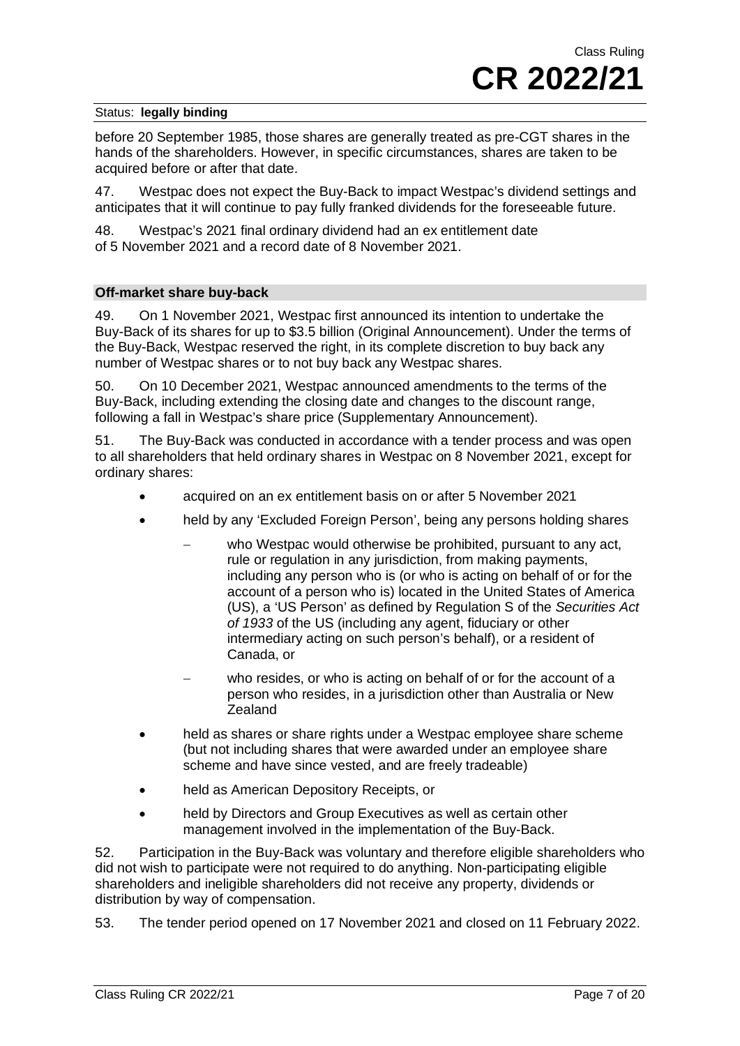Status: **legally binding**

before 20 September 1985, those shares are generally treated as pre-CGT shares in the hands of the shareholders. However, in specific circumstances, shares are taken to be acquired before or after that date.

47. Westpac does not expect the Buy-Back to impact Westpac's dividend settings and anticipates that it will continue to pay fully franked dividends for the foreseeable future.

48. Westpac's 2021 final ordinary dividend had an ex entitlement date of 5 November 2021 and a record date of 8 November 2021.

### Off-market share buy-back

49. On 1 November 2021, Westpac first announced its intention to undertake the Buy-Back of its shares for up to $3.5 billion (Original Announcement). Under the terms of the Buy-Back, Westpac reserved the right, in its complete discretion to buy back any number of Westpac shares or to not buy back any Westpac shares.

50. On 10 December 2021, Westpac announced amendments to the terms of the Buy-Back, including extending the closing date and changes to the discount range, following a fall in Westpac's share price (Supplementary Announcement).

51. The Buy-Back was conducted in accordance with a tender process and was open to all shareholders that held ordinary shares in Westpac on 8 November 2021, except for ordinary shares:

- acquired on an ex entitlement basis on or after 5 November 2021
- held by any 'Excluded Foreign Person', being any persons holding shares
  - who Westpac would otherwise be prohibited, pursuant to any act, rule or regulation in any jurisdiction, from making payments, including any person who is (or who is acting on behalf of or for the account of a person who is) located in the United States of America (US), a 'US Person' as defined by Regulation S of the *Securities Act of 1933* of the US (including any agent, fiduciary or other intermediary acting on such person's behalf), or a resident of Canada, or
  - who resides, or who is acting on behalf of or for the account of a person who resides, in a jurisdiction other than Australia or New Zealand
- held as shares or share rights under a Westpac employee share scheme (but not including shares that were awarded under an employee share scheme and have since vested, and are freely tradeable)
- held as American Depository Receipts, or
- held by Directors and Group Executives as well as certain other management involved in the implementation of the Buy-Back.

52. Participation in the Buy-Back was voluntary and therefore eligible shareholders who did not wish to participate were not required to do anything. Non-participating eligible shareholders and ineligible shareholders did not receive any property, dividends or distribution by way of compensation.

53. The tender period opened on 17 November 2021 and closed on 11 February 2022.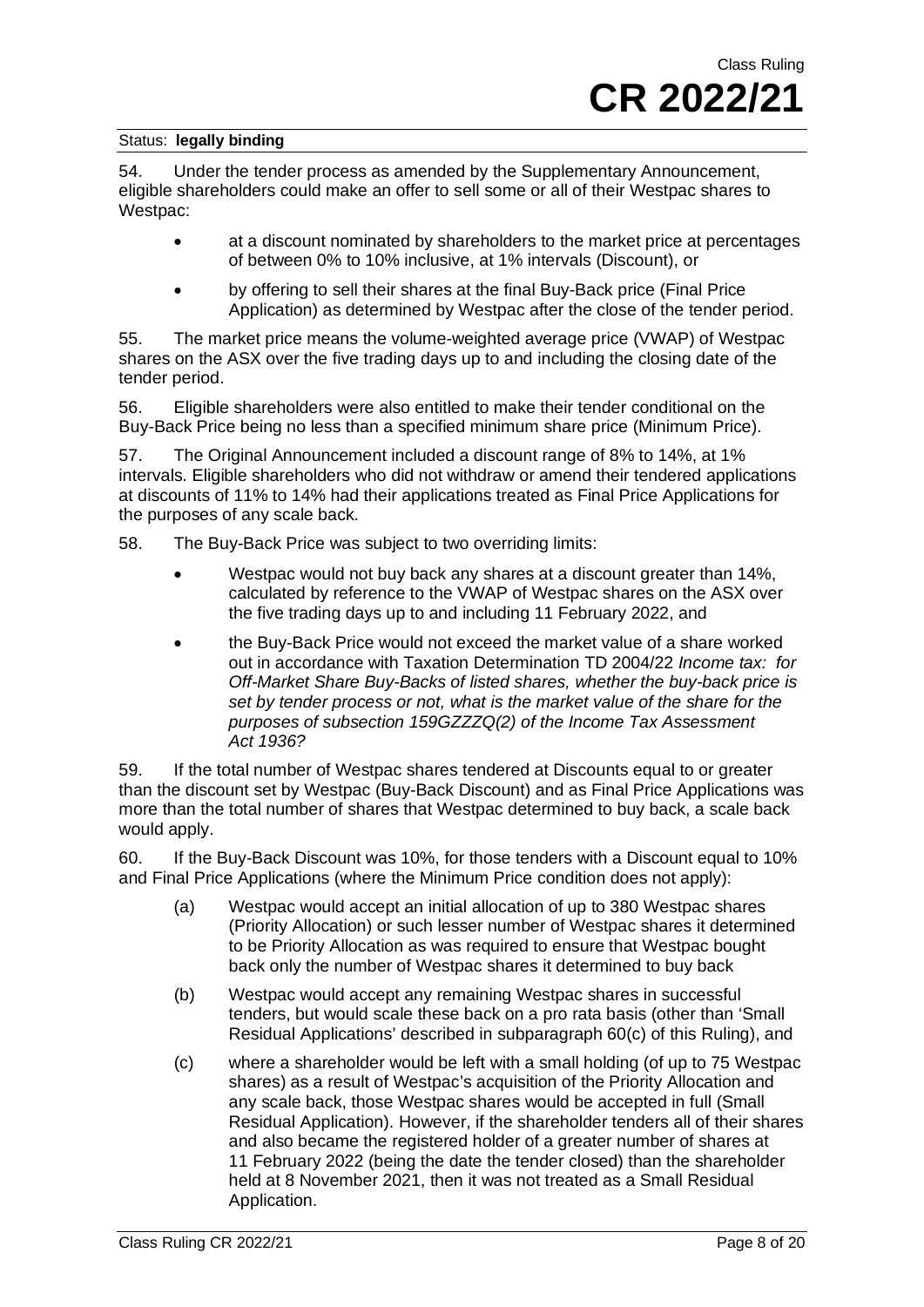54. Under the tender process as amended by the Supplementary Announcement, eligible shareholders could make an offer to sell some or all of their Westpac shares to Westpac:

- at a discount nominated by shareholders to the market price at percentages of between 0% to 10% inclusive, at 1% intervals (Discount), or
- by offering to sell their shares at the final Buy-Back price (Final Price Application) as determined by Westpac after the close of the tender period.

55. The market price means the volume-weighted average price (VWAP) of Westpac shares on the ASX over the five trading days up to and including the closing date of the tender period.

56. Eligible shareholders were also entitled to make their tender conditional on the Buy-Back Price being no less than a specified minimum share price (Minimum Price).

57. The Original Announcement included a discount range of 8% to 14%, at 1% intervals. Eligible shareholders who did not withdraw or amend their tendered applications at discounts of 11% to 14% had their applications treated as Final Price Applications for the purposes of any scale back.

58. The Buy-Back Price was subject to two overriding limits:

- Westpac would not buy back any shares at a discount greater than 14%, calculated by reference to the VWAP of Westpac shares on the ASX over the five trading days up to and including 11 February 2022, and
- the Buy-Back Price would not exceed the market value of a share worked out in accordance with Taxation Determination TD 2004/22 *Income tax: for Off-Market Share Buy-Backs of listed shares, whether the buy-back price is set by tender process or not, what is the market value of the share for the purposes of subsection 159GZZZQ(2) of the Income Tax Assessment Act 1936?*

59. If the total number of Westpac shares tendered at Discounts equal to or greater than the discount set by Westpac (Buy-Back Discount) and as Final Price Applications was more than the total number of shares that Westpac determined to buy back, a scale back would apply.

60. If the Buy-Back Discount was 10%, for those tenders with a Discount equal to 10% and Final Price Applications (where the Minimum Price condition does not apply):

(a) Westpac would accept an initial allocation of up to 380 Westpac shares (Priority Allocation) or such lesser number of Westpac shares it determined to be Priority Allocation as was required to ensure that Westpac bought back only the number of Westpac shares it determined to buy back

(b) Westpac would accept any remaining Westpac shares in successful tenders, but would scale these back on a pro rata basis (other than 'Small Residual Applications' described in subparagraph 60(c) of this Ruling), and

(c) where a shareholder would be left with a small holding (of up to 75 Westpac shares) as a result of Westpac's acquisition of the Priority Allocation and any scale back, those Westpac shares would be accepted in full (Small Residual Application). However, if the shareholder tenders all of their shares and also became the registered holder of a greater number of shares at 11 February 2022 (being the date the tender closed) than the shareholder held at 8 November 2021, then it was not treated as a Small Residual Application.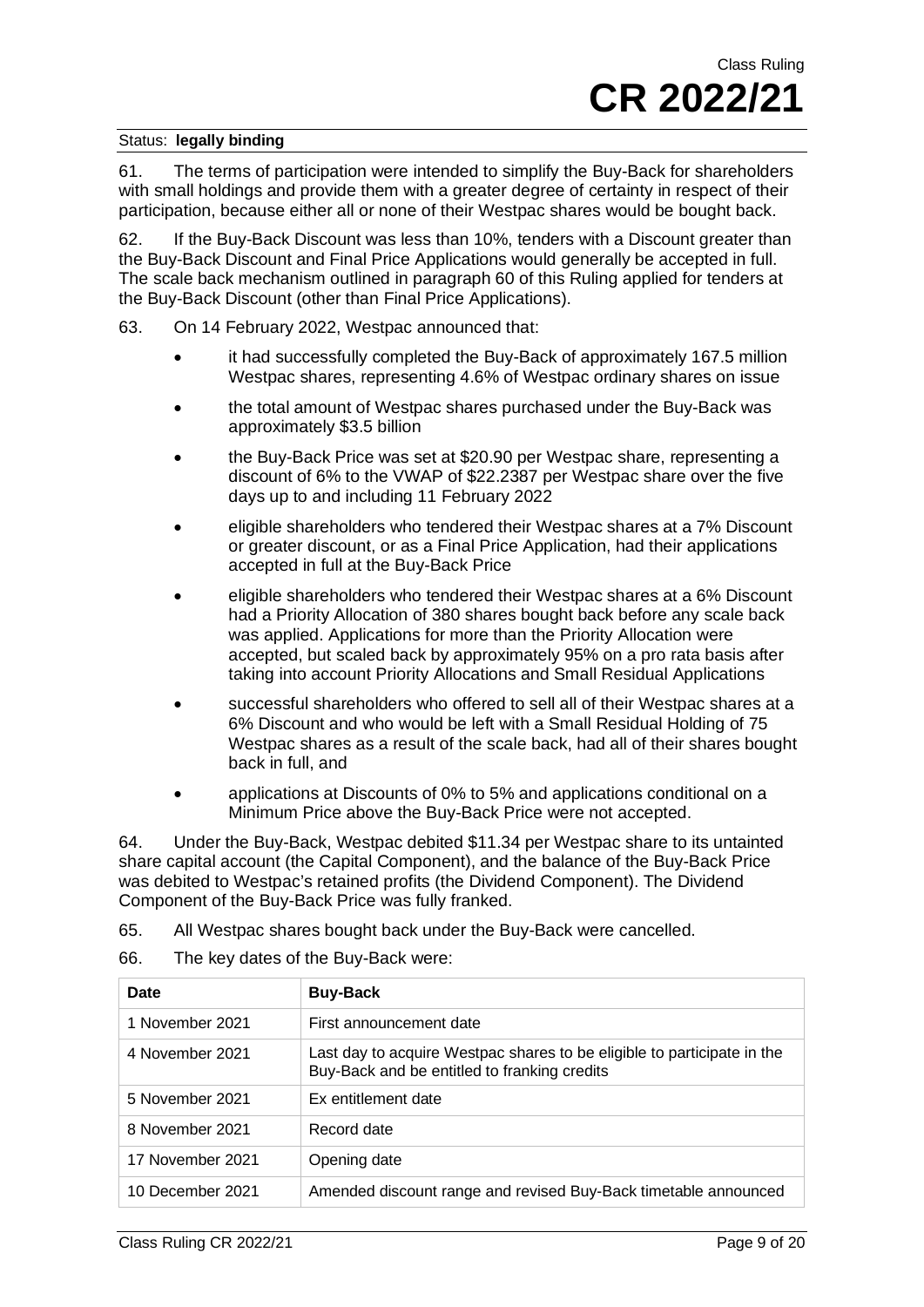61. The terms of participation were intended to simplify the Buy-Back for shareholders with small holdings and provide them with a greater degree of certainty in respect of their participation, because either all or none of their Westpac shares would be bought back.

62. If the Buy-Back Discount was less than 10%, tenders with a Discount greater than the Buy-Back Discount and Final Price Applications would generally be accepted in full. The scale back mechanism outlined in paragraph 60 of this Ruling applied for tenders at the Buy-Back Discount (other than Final Price Applications).

63. On 14 February 2022, Westpac announced that:

- it had successfully completed the Buy-Back of approximately 167.5 million Westpac shares, representing 4.6% of Westpac ordinary shares on issue
- the total amount of Westpac shares purchased under the Buy-Back was approximately $3.5 billion
- the Buy-Back Price was set at $20.90 per Westpac share, representing a discount of 6% to the VWAP of $22.2387 per Westpac share over the five days up to and including 11 February 2022
- eligible shareholders who tendered their Westpac shares at a 7% Discount or greater discount, or as a Final Price Application, had their applications accepted in full at the Buy-Back Price
- eligible shareholders who tendered their Westpac shares at a 6% Discount had a Priority Allocation of 380 shares bought back before any scale back was applied. Applications for more than the Priority Allocation were accepted, but scaled back by approximately 95% on a pro rata basis after taking into account Priority Allocations and Small Residual Applications
- successful shareholders who offered to sell all of their Westpac shares at a 6% Discount and who would be left with a Small Residual Holding of 75 Westpac shares as a result of the scale back, had all of their shares bought back in full, and
- applications at Discounts of 0% to 5% and applications conditional on a Minimum Price above the Buy-Back Price were not accepted.

64. Under the Buy-Back, Westpac debited $11.34 per Westpac share to its untainted share capital account (the Capital Component), and the balance of the Buy-Back Price was debited to Westpac's retained profits (the Dividend Component). The Dividend Component of the Buy-Back Price was fully franked.

65. All Westpac shares bought back under the Buy-Back were cancelled.

66. The key dates of the Buy-Back were:

| Date | Buy-Back |
|---|---|
| 1 November 2021 | First announcement date |
| 4 November 2021 | Last day to acquire Westpac shares to be eligible to participate in the Buy-Back and be entitled to franking credits |
| 5 November 2021 | Ex entitlement date |
| 8 November 2021 | Record date |
| 17 November 2021 | Opening date |
| 10 December 2021 | Amended discount range and revised Buy-Back timetable announced |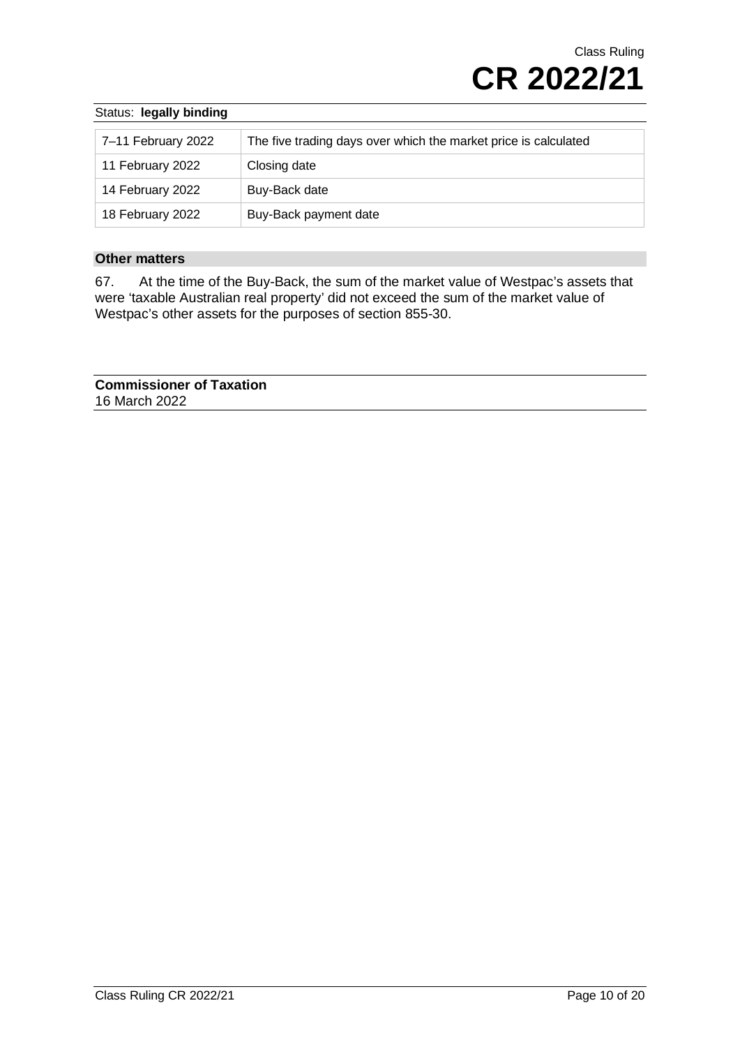| 7–11 February 2022 | The five trading days over which the market price is calculated |
|---|---|
| 11 February 2022 | Closing date |
| 14 February 2022 | Buy-Back date |
| 18 February 2022 | Buy-Back payment date |

### Other matters

67. At the time of the Buy-Back, the sum of the market value of Westpac's assets that were 'taxable Australian real property' did not exceed the sum of the market value of Westpac's other assets for the purposes of section 855-30.

**Commissioner of Taxation**
16 March 2022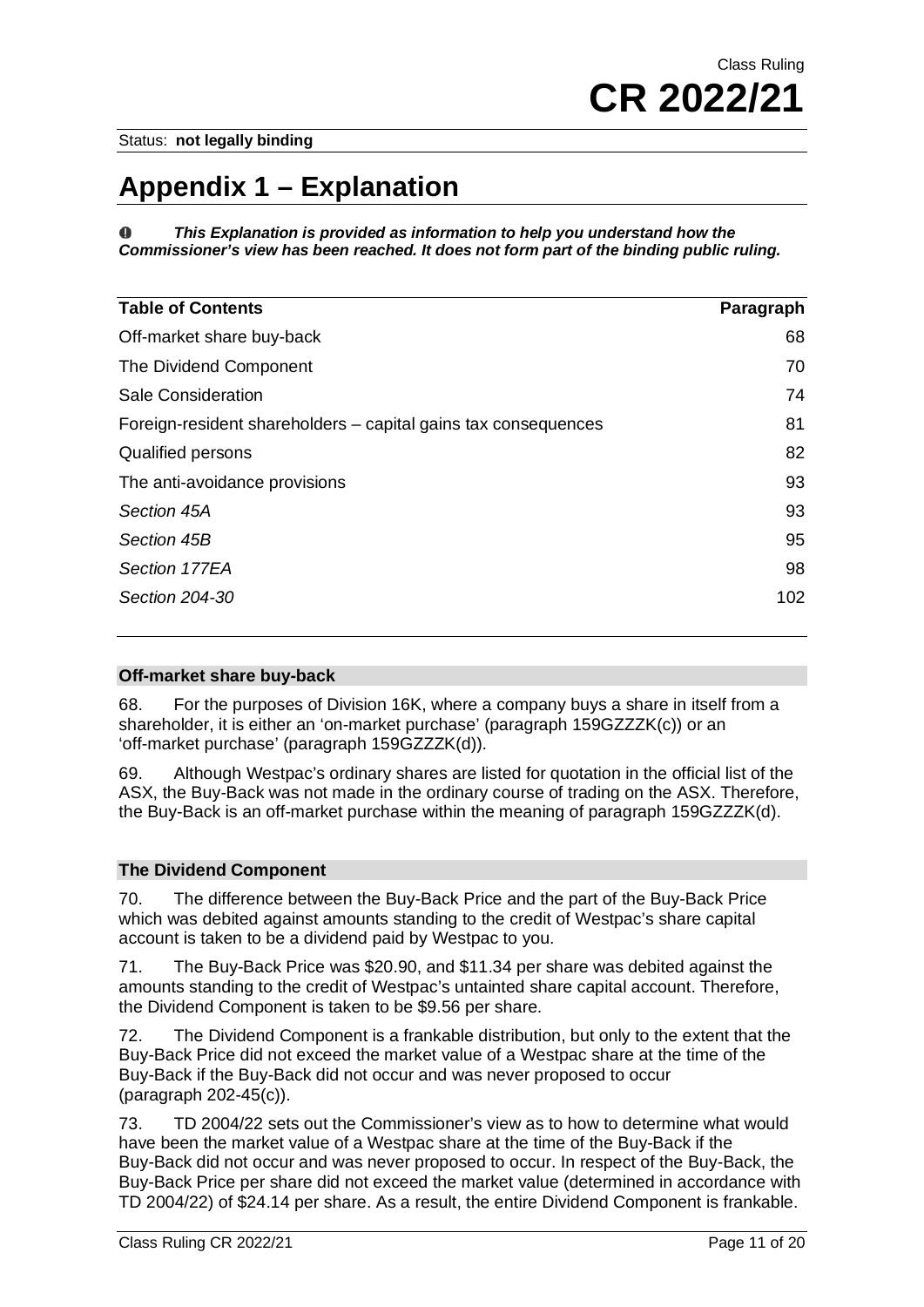Status: **not legally binding**

# Appendix 1 – Explanation

**❶ *This Explanation is provided as information to help you understand how the Commissioner's view has been reached. It does not form part of the binding public ruling.***

| Table of Contents | Paragraph |
|---|---|
| Off-market share buy-back | 68 |
| The Dividend Component | 70 |
| Sale Consideration | 74 |
| Foreign-resident shareholders – capital gains tax consequences | 81 |
| Qualified persons | 82 |
| The anti-avoidance provisions | 93 |
| *Section 45A* | 93 |
| *Section 45B* | 95 |
| *Section 177EA* | 98 |
| *Section 204-30* | 102 |

### Off-market share buy-back

68. For the purposes of Division 16K, where a company buys a share in itself from a shareholder, it is either an 'on-market purchase' (paragraph 159GZZZK(c)) or an 'off-market purchase' (paragraph 159GZZZK(d)).

69. Although Westpac's ordinary shares are listed for quotation in the official list of the ASX, the Buy-Back was not made in the ordinary course of trading on the ASX. Therefore, the Buy-Back is an off-market purchase within the meaning of paragraph 159GZZZK(d).

### The Dividend Component

70. The difference between the Buy-Back Price and the part of the Buy-Back Price which was debited against amounts standing to the credit of Westpac's share capital account is taken to be a dividend paid by Westpac to you.

71. The Buy-Back Price was $20.90, and $11.34 per share was debited against the amounts standing to the credit of Westpac's untainted share capital account. Therefore, the Dividend Component is taken to be $9.56 per share.

72. The Dividend Component is a frankable distribution, but only to the extent that the Buy-Back Price did not exceed the market value of a Westpac share at the time of the Buy-Back if the Buy-Back did not occur and was never proposed to occur (paragraph 202-45(c)).

73. TD 2004/22 sets out the Commissioner's view as to how to determine what would have been the market value of a Westpac share at the time of the Buy-Back if the Buy-Back did not occur and was never proposed to occur. In respect of the Buy-Back, the Buy-Back Price per share did not exceed the market value (determined in accordance with TD 2004/22) of $24.14 per share. As a result, the entire Dividend Component is frankable.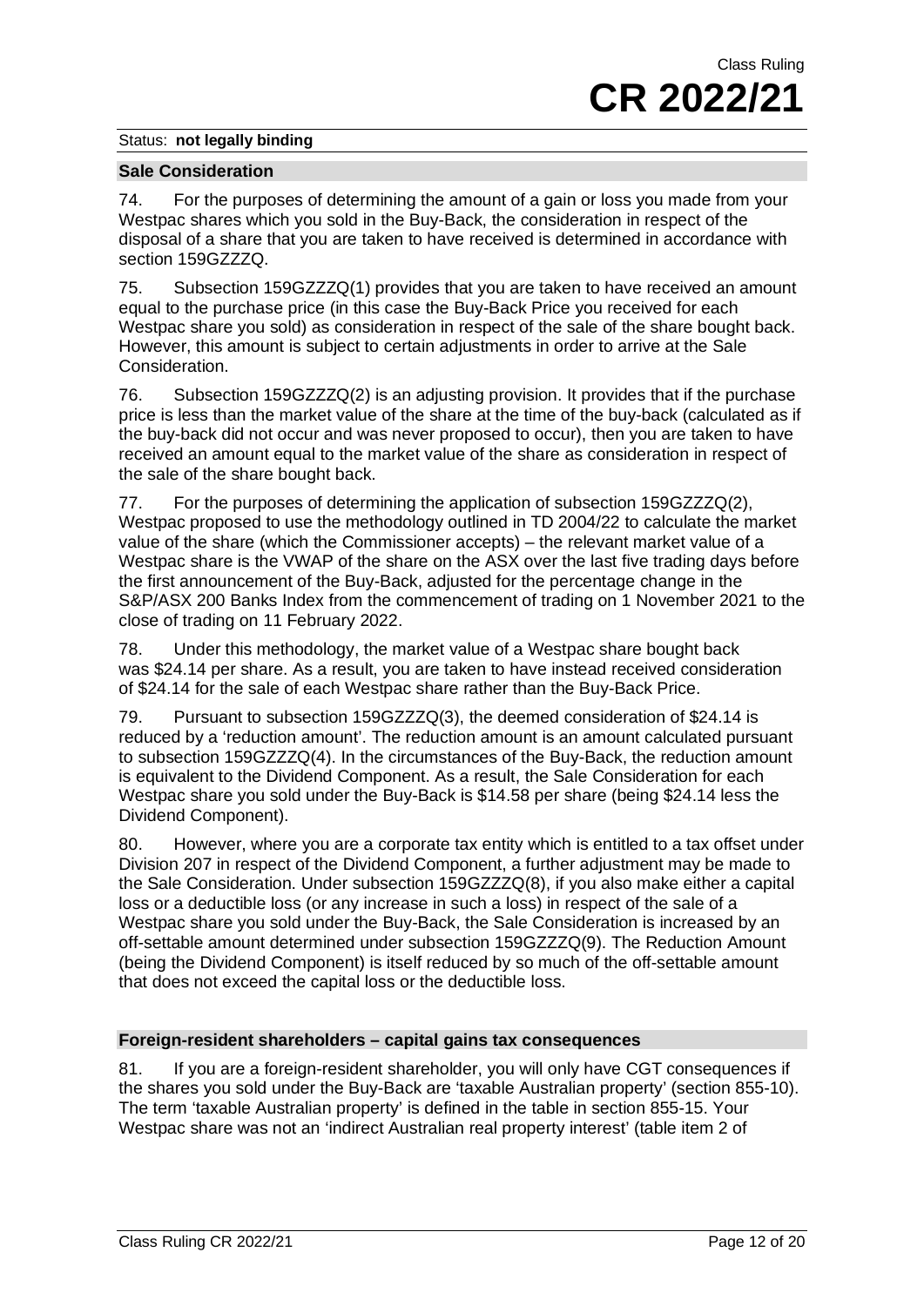### Sale Consideration

74. For the purposes of determining the amount of a gain or loss you made from your Westpac shares which you sold in the Buy-Back, the consideration in respect of the disposal of a share that you are taken to have received is determined in accordance with section 159GZZZQ.

75. Subsection 159GZZZQ(1) provides that you are taken to have received an amount equal to the purchase price (in this case the Buy-Back Price you received for each Westpac share you sold) as consideration in respect of the sale of the share bought back. However, this amount is subject to certain adjustments in order to arrive at the Sale Consideration.

76. Subsection 159GZZZQ(2) is an adjusting provision. It provides that if the purchase price is less than the market value of the share at the time of the buy-back (calculated as if the buy-back did not occur and was never proposed to occur), then you are taken to have received an amount equal to the market value of the share as consideration in respect of the sale of the share bought back.

77. For the purposes of determining the application of subsection 159GZZZQ(2), Westpac proposed to use the methodology outlined in TD 2004/22 to calculate the market value of the share (which the Commissioner accepts) – the relevant market value of a Westpac share is the VWAP of the share on the ASX over the last five trading days before the first announcement of the Buy-Back, adjusted for the percentage change in the S&P/ASX 200 Banks Index from the commencement of trading on 1 November 2021 to the close of trading on 11 February 2022.

78. Under this methodology, the market value of a Westpac share bought back was $24.14 per share. As a result, you are taken to have instead received consideration of $24.14 for the sale of each Westpac share rather than the Buy-Back Price.

79. Pursuant to subsection 159GZZZQ(3), the deemed consideration of $24.14 is reduced by a 'reduction amount'. The reduction amount is an amount calculated pursuant to subsection 159GZZZQ(4). In the circumstances of the Buy-Back, the reduction amount is equivalent to the Dividend Component. As a result, the Sale Consideration for each Westpac share you sold under the Buy-Back is $14.58 per share (being $24.14 less the Dividend Component).

80. However, where you are a corporate tax entity which is entitled to a tax offset under Division 207 in respect of the Dividend Component, a further adjustment may be made to the Sale Consideration. Under subsection 159GZZZQ(8), if you also make either a capital loss or a deductible loss (or any increase in such a loss) in respect of the sale of a Westpac share you sold under the Buy-Back, the Sale Consideration is increased by an off-settable amount determined under subsection 159GZZZQ(9). The Reduction Amount (being the Dividend Component) is itself reduced by so much of the off-settable amount that does not exceed the capital loss or the deductible loss.

### Foreign-resident shareholders – capital gains tax consequences

81. If you are a foreign-resident shareholder, you will only have CGT consequences if the shares you sold under the Buy-Back are 'taxable Australian property' (section 855-10). The term 'taxable Australian property' is defined in the table in section 855-15. Your Westpac share was not an 'indirect Australian real property interest' (table item 2 of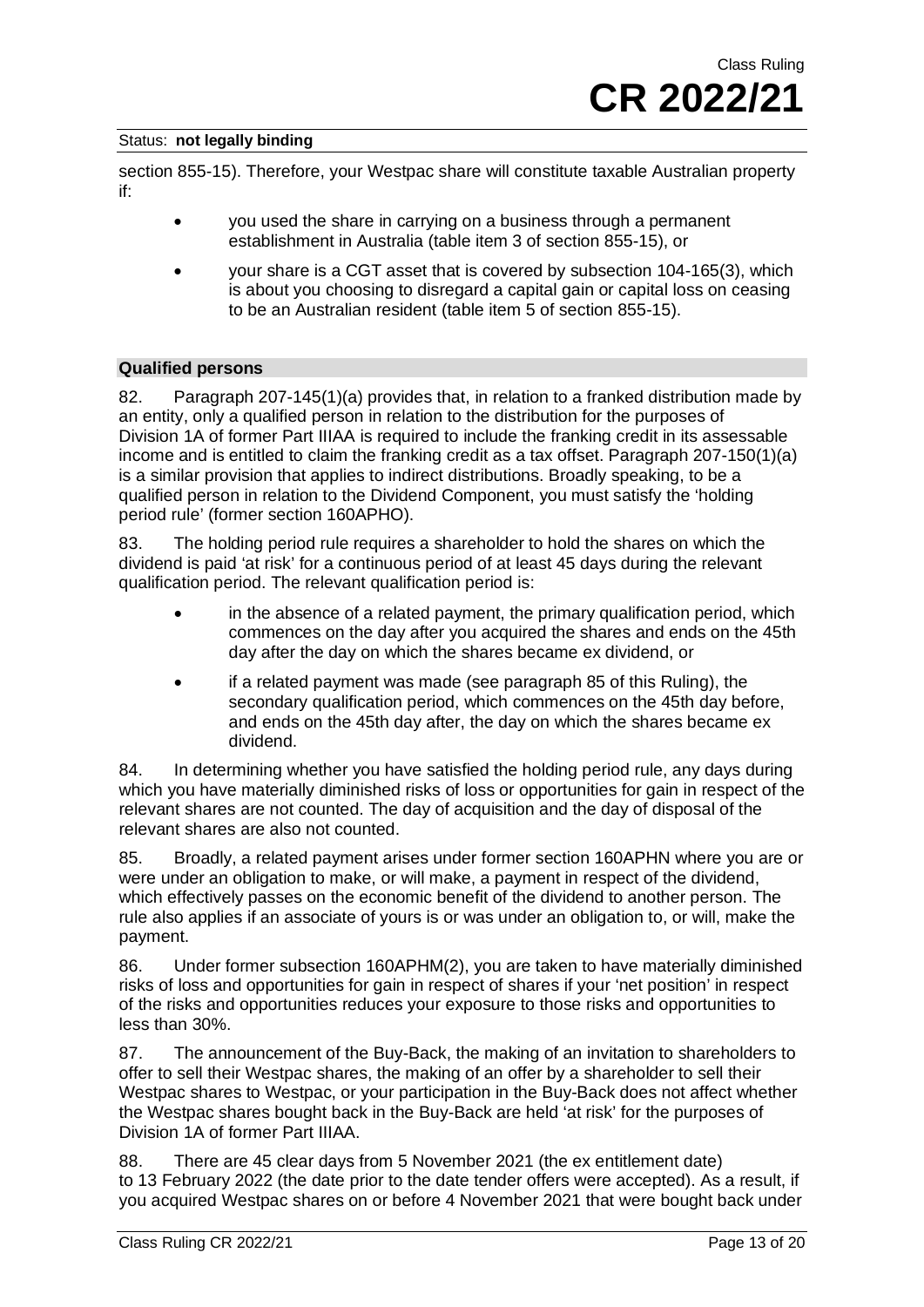section 855-15). Therefore, your Westpac share will constitute taxable Australian property if:

- you used the share in carrying on a business through a permanent establishment in Australia (table item 3 of section 855-15), or
- your share is a CGT asset that is covered by subsection 104-165(3), which is about you choosing to disregard a capital gain or capital loss on ceasing to be an Australian resident (table item 5 of section 855-15).

### Qualified persons

82. Paragraph 207-145(1)(a) provides that, in relation to a franked distribution made by an entity, only a qualified person in relation to the distribution for the purposes of Division 1A of former Part IIIAA is required to include the franking credit in its assessable income and is entitled to claim the franking credit as a tax offset. Paragraph 207-150(1)(a) is a similar provision that applies to indirect distributions. Broadly speaking, to be a qualified person in relation to the Dividend Component, you must satisfy the 'holding period rule' (former section 160APHO).

83. The holding period rule requires a shareholder to hold the shares on which the dividend is paid 'at risk' for a continuous period of at least 45 days during the relevant qualification period. The relevant qualification period is:

- in the absence of a related payment, the primary qualification period, which commences on the day after you acquired the shares and ends on the 45th day after the day on which the shares became ex dividend, or
- if a related payment was made (see paragraph 85 of this Ruling), the secondary qualification period, which commences on the 45th day before, and ends on the 45th day after, the day on which the shares became ex dividend.

84. In determining whether you have satisfied the holding period rule, any days during which you have materially diminished risks of loss or opportunities for gain in respect of the relevant shares are not counted. The day of acquisition and the day of disposal of the relevant shares are also not counted.

85. Broadly, a related payment arises under former section 160APHN where you are or were under an obligation to make, or will make, a payment in respect of the dividend, which effectively passes on the economic benefit of the dividend to another person. The rule also applies if an associate of yours is or was under an obligation to, or will, make the payment.

86. Under former subsection 160APHM(2), you are taken to have materially diminished risks of loss and opportunities for gain in respect of shares if your 'net position' in respect of the risks and opportunities reduces your exposure to those risks and opportunities to less than 30%.

87. The announcement of the Buy-Back, the making of an invitation to shareholders to offer to sell their Westpac shares, the making of an offer by a shareholder to sell their Westpac shares to Westpac, or your participation in the Buy-Back does not affect whether the Westpac shares bought back in the Buy-Back are held 'at risk' for the purposes of Division 1A of former Part IIIAA.

88. There are 45 clear days from 5 November 2021 (the ex entitlement date) to 13 February 2022 (the date prior to the date tender offers were accepted). As a result, if you acquired Westpac shares on or before 4 November 2021 that were bought back under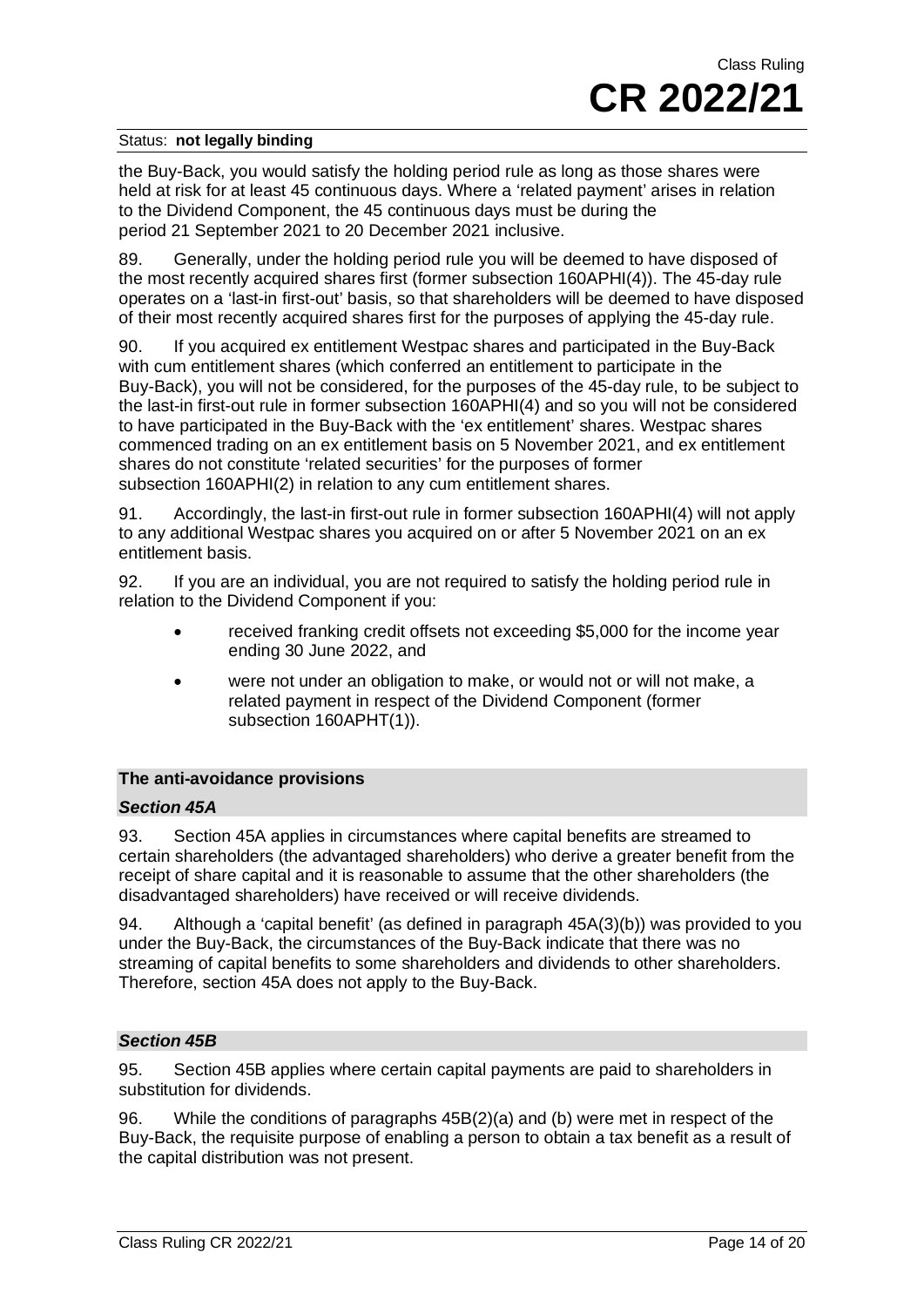the Buy-Back, you would satisfy the holding period rule as long as those shares were held at risk for at least 45 continuous days. Where a 'related payment' arises in relation to the Dividend Component, the 45 continuous days must be during the period 21 September 2021 to 20 December 2021 inclusive.

89. Generally, under the holding period rule you will be deemed to have disposed of the most recently acquired shares first (former subsection 160APHI(4)). The 45-day rule operates on a 'last-in first-out' basis, so that shareholders will be deemed to have disposed of their most recently acquired shares first for the purposes of applying the 45-day rule.

90. If you acquired ex entitlement Westpac shares and participated in the Buy-Back with cum entitlement shares (which conferred an entitlement to participate in the Buy-Back), you will not be considered, for the purposes of the 45-day rule, to be subject to the last-in first-out rule in former subsection 160APHI(4) and so you will not be considered to have participated in the Buy-Back with the 'ex entitlement' shares. Westpac shares commenced trading on an ex entitlement basis on 5 November 2021, and ex entitlement shares do not constitute 'related securities' for the purposes of former subsection 160APHI(2) in relation to any cum entitlement shares.

91. Accordingly, the last-in first-out rule in former subsection 160APHI(4) will not apply to any additional Westpac shares you acquired on or after 5 November 2021 on an ex entitlement basis.

92. If you are an individual, you are not required to satisfy the holding period rule in relation to the Dividend Component if you:

- received franking credit offsets not exceeding $5,000 for the income year ending 30 June 2022, and
- were not under an obligation to make, or would not or will not make, a related payment in respect of the Dividend Component (former subsection 160APHT(1)).

## The anti-avoidance provisions

### *Section 45A*

93. Section 45A applies in circumstances where capital benefits are streamed to certain shareholders (the advantaged shareholders) who derive a greater benefit from the receipt of share capital and it is reasonable to assume that the other shareholders (the disadvantaged shareholders) have received or will receive dividends.

94. Although a 'capital benefit' (as defined in paragraph 45A(3)(b)) was provided to you under the Buy-Back, the circumstances of the Buy-Back indicate that there was no streaming of capital benefits to some shareholders and dividends to other shareholders. Therefore, section 45A does not apply to the Buy-Back.

### *Section 45B*

95. Section 45B applies where certain capital payments are paid to shareholders in substitution for dividends.

96. While the conditions of paragraphs 45B(2)(a) and (b) were met in respect of the Buy-Back, the requisite purpose of enabling a person to obtain a tax benefit as a result of the capital distribution was not present.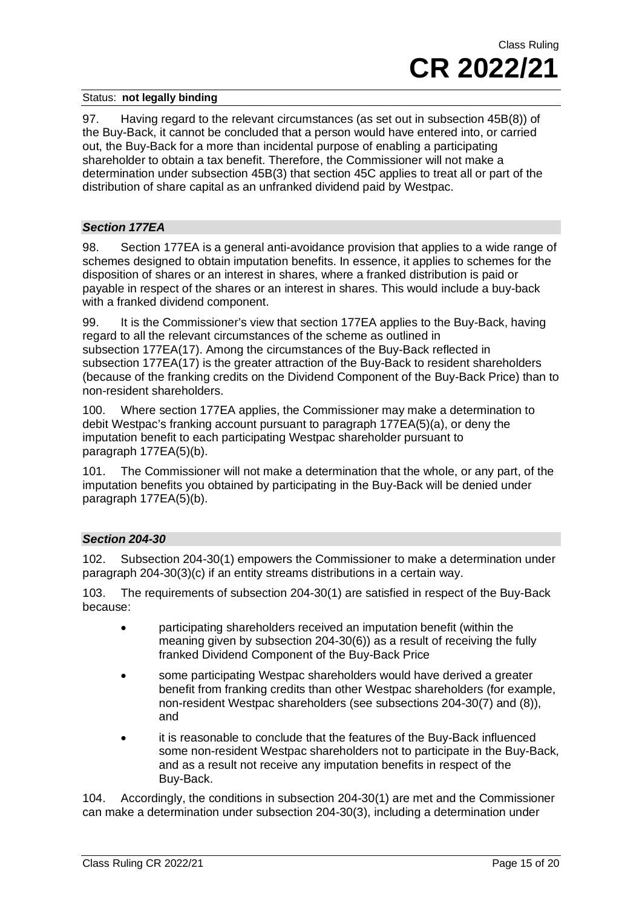97. Having regard to the relevant circumstances (as set out in subsection 45B(8)) of the Buy-Back, it cannot be concluded that a person would have entered into, or carried out, the Buy-Back for a more than incidental purpose of enabling a participating shareholder to obtain a tax benefit. Therefore, the Commissioner will not make a determination under subsection 45B(3) that section 45C applies to treat all or part of the distribution of share capital as an unfranked dividend paid by Westpac.

### *Section 177EA*

98. Section 177EA is a general anti-avoidance provision that applies to a wide range of schemes designed to obtain imputation benefits. In essence, it applies to schemes for the disposition of shares or an interest in shares, where a franked distribution is paid or payable in respect of the shares or an interest in shares. This would include a buy-back with a franked dividend component.

99. It is the Commissioner's view that section 177EA applies to the Buy-Back, having regard to all the relevant circumstances of the scheme as outlined in subsection 177EA(17). Among the circumstances of the Buy-Back reflected in subsection 177EA(17) is the greater attraction of the Buy-Back to resident shareholders (because of the franking credits on the Dividend Component of the Buy-Back Price) than to non-resident shareholders.

100. Where section 177EA applies, the Commissioner may make a determination to debit Westpac's franking account pursuant to paragraph 177EA(5)(a), or deny the imputation benefit to each participating Westpac shareholder pursuant to paragraph 177EA(5)(b).

101. The Commissioner will not make a determination that the whole, or any part, of the imputation benefits you obtained by participating in the Buy-Back will be denied under paragraph 177EA(5)(b).

### *Section 204-30*

102. Subsection 204-30(1) empowers the Commissioner to make a determination under paragraph 204-30(3)(c) if an entity streams distributions in a certain way.

103. The requirements of subsection 204-30(1) are satisfied in respect of the Buy-Back because:

- participating shareholders received an imputation benefit (within the meaning given by subsection 204-30(6)) as a result of receiving the fully franked Dividend Component of the Buy-Back Price
- some participating Westpac shareholders would have derived a greater benefit from franking credits than other Westpac shareholders (for example, non-resident Westpac shareholders (see subsections 204-30(7) and (8)), and
- it is reasonable to conclude that the features of the Buy-Back influenced some non-resident Westpac shareholders not to participate in the Buy-Back, and as a result not receive any imputation benefits in respect of the Buy-Back.

104. Accordingly, the conditions in subsection 204-30(1) are met and the Commissioner can make a determination under subsection 204-30(3), including a determination under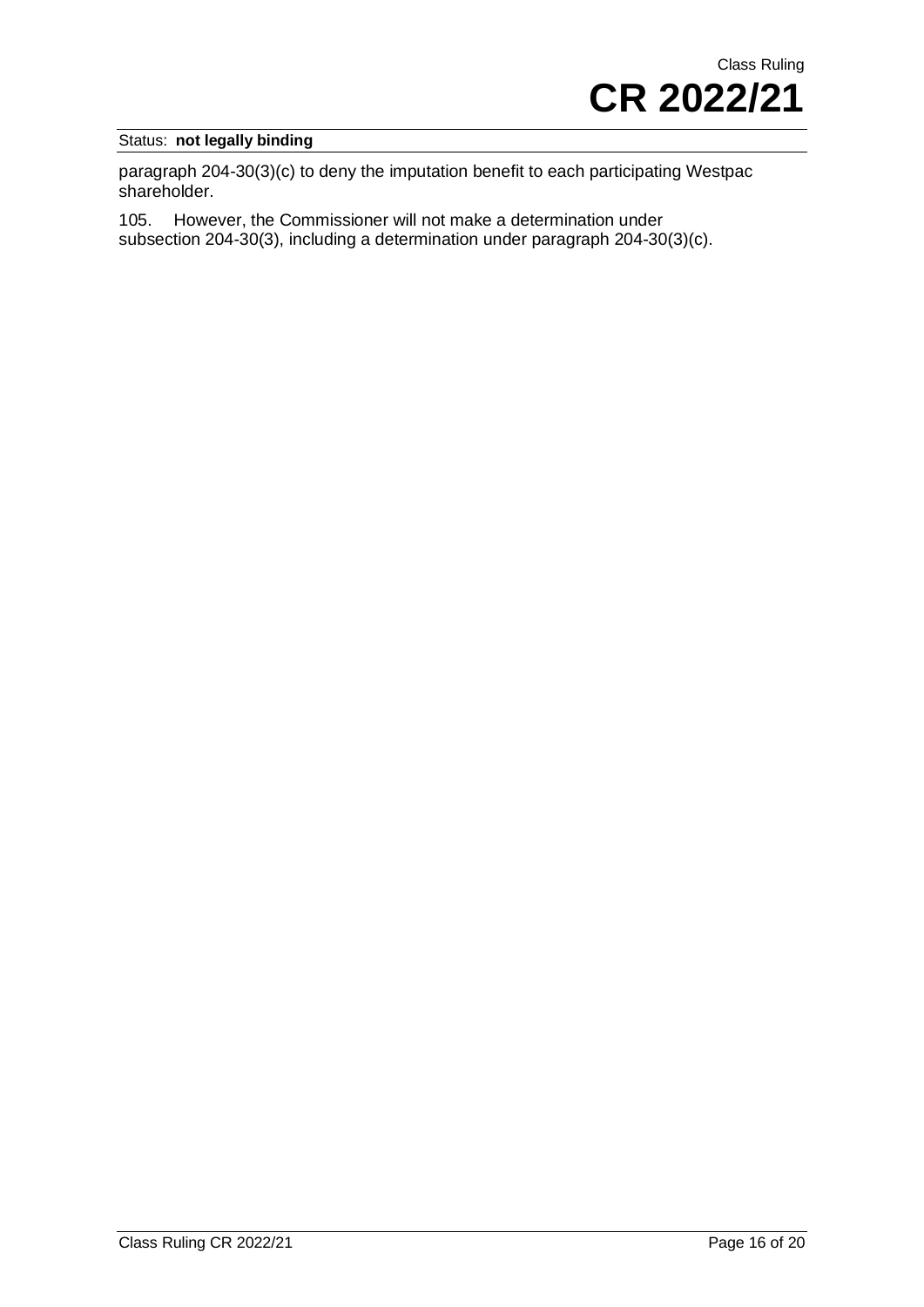paragraph 204-30(3)(c) to deny the imputation benefit to each participating Westpac shareholder.

105. However, the Commissioner will not make a determination under subsection 204-30(3), including a determination under paragraph 204-30(3)(c).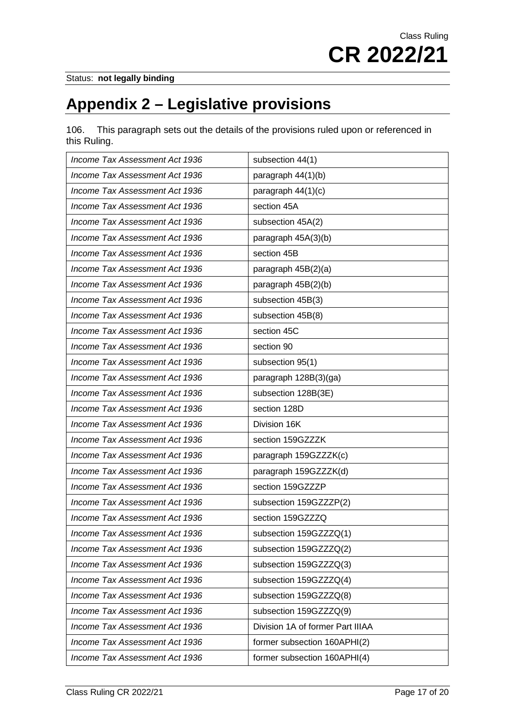Status: **not legally binding**

# Appendix 2 – Legislative provisions

106. This paragraph sets out the details of the provisions ruled upon or referenced in this Ruling.

| | |
|---|---|
| *Income Tax Assessment Act 1936* | subsection 44(1) |
| *Income Tax Assessment Act 1936* | paragraph 44(1)(b) |
| *Income Tax Assessment Act 1936* | paragraph 44(1)(c) |
| *Income Tax Assessment Act 1936* | section 45A |
| *Income Tax Assessment Act 1936* | subsection 45A(2) |
| *Income Tax Assessment Act 1936* | paragraph 45A(3)(b) |
| *Income Tax Assessment Act 1936* | section 45B |
| *Income Tax Assessment Act 1936* | paragraph 45B(2)(a) |
| *Income Tax Assessment Act 1936* | paragraph 45B(2)(b) |
| *Income Tax Assessment Act 1936* | subsection 45B(3) |
| *Income Tax Assessment Act 1936* | subsection 45B(8) |
| *Income Tax Assessment Act 1936* | section 45C |
| *Income Tax Assessment Act 1936* | section 90 |
| *Income Tax Assessment Act 1936* | subsection 95(1) |
| *Income Tax Assessment Act 1936* | paragraph 128B(3)(ga) |
| *Income Tax Assessment Act 1936* | subsection 128B(3E) |
| *Income Tax Assessment Act 1936* | section 128D |
| *Income Tax Assessment Act 1936* | Division 16K |
| *Income Tax Assessment Act 1936* | section 159GZZZK |
| *Income Tax Assessment Act 1936* | paragraph 159GZZZK(c) |
| *Income Tax Assessment Act 1936* | paragraph 159GZZZK(d) |
| *Income Tax Assessment Act 1936* | section 159GZZZP |
| *Income Tax Assessment Act 1936* | subsection 159GZZZP(2) |
| *Income Tax Assessment Act 1936* | section 159GZZZQ |
| *Income Tax Assessment Act 1936* | subsection 159GZZZQ(1) |
| *Income Tax Assessment Act 1936* | subsection 159GZZZQ(2) |
| *Income Tax Assessment Act 1936* | subsection 159GZZZQ(3) |
| *Income Tax Assessment Act 1936* | subsection 159GZZZQ(4) |
| *Income Tax Assessment Act 1936* | subsection 159GZZZQ(8) |
| *Income Tax Assessment Act 1936* | subsection 159GZZZQ(9) |
| *Income Tax Assessment Act 1936* | Division 1A of former Part IIIAA |
| *Income Tax Assessment Act 1936* | former subsection 160APHI(2) |
| *Income Tax Assessment Act 1936* | former subsection 160APHI(4) |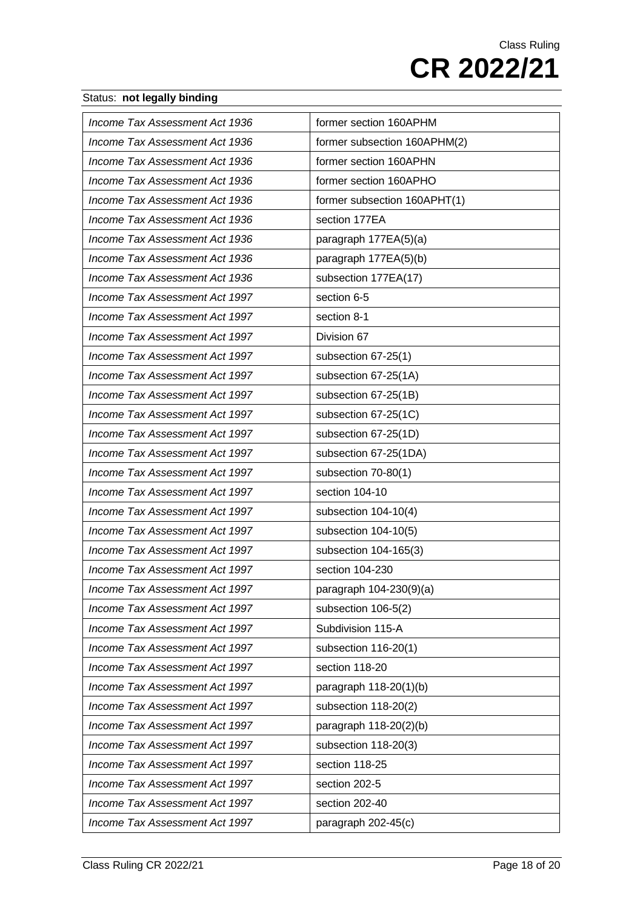| | |
|---|---|
| *Income Tax Assessment Act 1936* | former section 160APHM |
| *Income Tax Assessment Act 1936* | former subsection 160APHM(2) |
| *Income Tax Assessment Act 1936* | former section 160APHN |
| *Income Tax Assessment Act 1936* | former section 160APHO |
| *Income Tax Assessment Act 1936* | former subsection 160APHT(1) |
| *Income Tax Assessment Act 1936* | section 177EA |
| *Income Tax Assessment Act 1936* | paragraph 177EA(5)(a) |
| *Income Tax Assessment Act 1936* | paragraph 177EA(5)(b) |
| *Income Tax Assessment Act 1936* | subsection 177EA(17) |
| *Income Tax Assessment Act 1997* | section 6-5 |
| *Income Tax Assessment Act 1997* | section 8-1 |
| *Income Tax Assessment Act 1997* | Division 67 |
| *Income Tax Assessment Act 1997* | subsection 67-25(1) |
| *Income Tax Assessment Act 1997* | subsection 67-25(1A) |
| *Income Tax Assessment Act 1997* | subsection 67-25(1B) |
| *Income Tax Assessment Act 1997* | subsection 67-25(1C) |
| *Income Tax Assessment Act 1997* | subsection 67-25(1D) |
| *Income Tax Assessment Act 1997* | subsection 67-25(1DA) |
| *Income Tax Assessment Act 1997* | subsection 70-80(1) |
| *Income Tax Assessment Act 1997* | section 104-10 |
| *Income Tax Assessment Act 1997* | subsection 104-10(4) |
| *Income Tax Assessment Act 1997* | subsection 104-10(5) |
| *Income Tax Assessment Act 1997* | subsection 104-165(3) |
| *Income Tax Assessment Act 1997* | section 104-230 |
| *Income Tax Assessment Act 1997* | paragraph 104-230(9)(a) |
| *Income Tax Assessment Act 1997* | subsection 106-5(2) |
| *Income Tax Assessment Act 1997* | Subdivision 115-A |
| *Income Tax Assessment Act 1997* | subsection 116-20(1) |
| *Income Tax Assessment Act 1997* | section 118-20 |
| *Income Tax Assessment Act 1997* | paragraph 118-20(1)(b) |
| *Income Tax Assessment Act 1997* | subsection 118-20(2) |
| *Income Tax Assessment Act 1997* | paragraph 118-20(2)(b) |
| *Income Tax Assessment Act 1997* | subsection 118-20(3) |
| *Income Tax Assessment Act 1997* | section 118-25 |
| *Income Tax Assessment Act 1997* | section 202-5 |
| *Income Tax Assessment Act 1997* | section 202-40 |
| *Income Tax Assessment Act 1997* | paragraph 202-45(c) |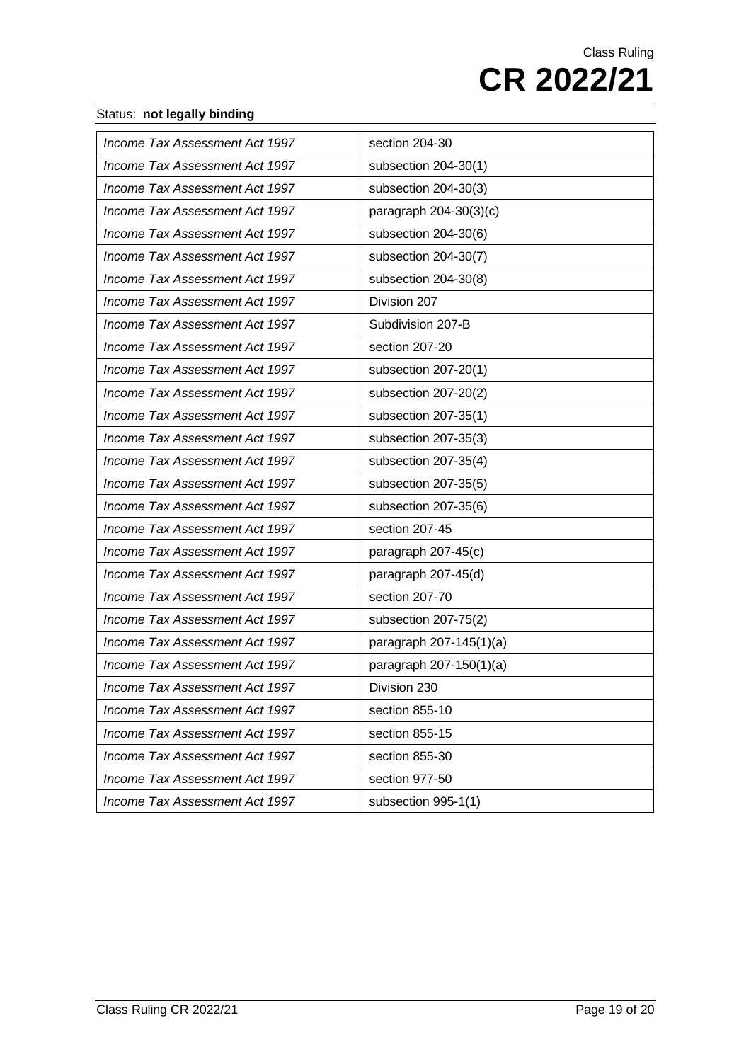Status: **not legally binding**

| | |
|---|---|
| *Income Tax Assessment Act 1997* | section 204-30 |
| *Income Tax Assessment Act 1997* | subsection 204-30(1) |
| *Income Tax Assessment Act 1997* | subsection 204-30(3) |
| *Income Tax Assessment Act 1997* | paragraph 204-30(3)(c) |
| *Income Tax Assessment Act 1997* | subsection 204-30(6) |
| *Income Tax Assessment Act 1997* | subsection 204-30(7) |
| *Income Tax Assessment Act 1997* | subsection 204-30(8) |
| *Income Tax Assessment Act 1997* | Division 207 |
| *Income Tax Assessment Act 1997* | Subdivision 207-B |
| *Income Tax Assessment Act 1997* | section 207-20 |
| *Income Tax Assessment Act 1997* | subsection 207-20(1) |
| *Income Tax Assessment Act 1997* | subsection 207-20(2) |
| *Income Tax Assessment Act 1997* | subsection 207-35(1) |
| *Income Tax Assessment Act 1997* | subsection 207-35(3) |
| *Income Tax Assessment Act 1997* | subsection 207-35(4) |
| *Income Tax Assessment Act 1997* | subsection 207-35(5) |
| *Income Tax Assessment Act 1997* | subsection 207-35(6) |
| *Income Tax Assessment Act 1997* | section 207-45 |
| *Income Tax Assessment Act 1997* | paragraph 207-45(c) |
| *Income Tax Assessment Act 1997* | paragraph 207-45(d) |
| *Income Tax Assessment Act 1997* | section 207-70 |
| *Income Tax Assessment Act 1997* | subsection 207-75(2) |
| *Income Tax Assessment Act 1997* | paragraph 207-145(1)(a) |
| *Income Tax Assessment Act 1997* | paragraph 207-150(1)(a) |
| *Income Tax Assessment Act 1997* | Division 230 |
| *Income Tax Assessment Act 1997* | section 855-10 |
| *Income Tax Assessment Act 1997* | section 855-15 |
| *Income Tax Assessment Act 1997* | section 855-30 |
| *Income Tax Assessment Act 1997* | section 977-50 |
| *Income Tax Assessment Act 1997* | subsection 995-1(1) |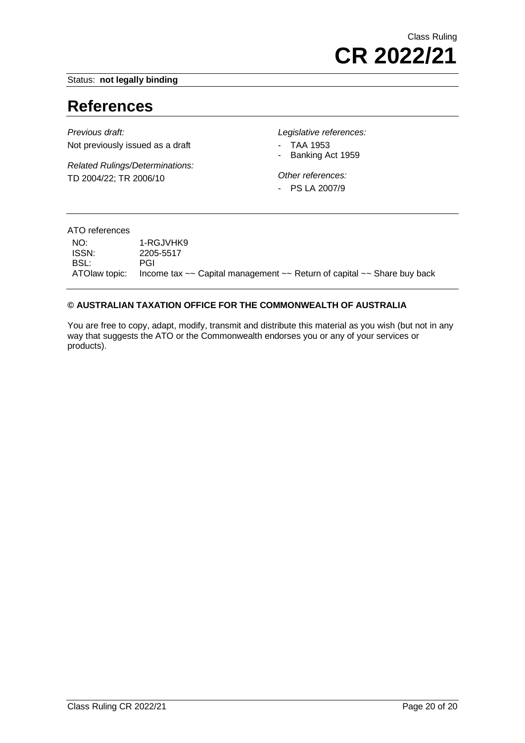Status: **not legally binding**

# References

*Previous draft:*

Not previously issued as a draft

*Related Rulings/Determinations:*

TD 2004/22; TR 2006/10

*Legislative references:*

- TAA 1953
- Banking Act 1959

*Other references:*

- PS LA 2007/9

ATO references

| | |
|---|---|
| NO: | 1-RGJVHK9 |
| ISSN: | 2205-5517 |
| BSL: | PGI |
| ATOlaw topic: | Income tax ~~ Capital management ~~ Return of capital ~~ Share buy back |

**© AUSTRALIAN TAXATION OFFICE FOR THE COMMONWEALTH OF AUSTRALIA**

You are free to copy, adapt, modify, transmit and distribute this material as you wish (but not in any way that suggests the ATO or the Commonwealth endorses you or any of your services or products).